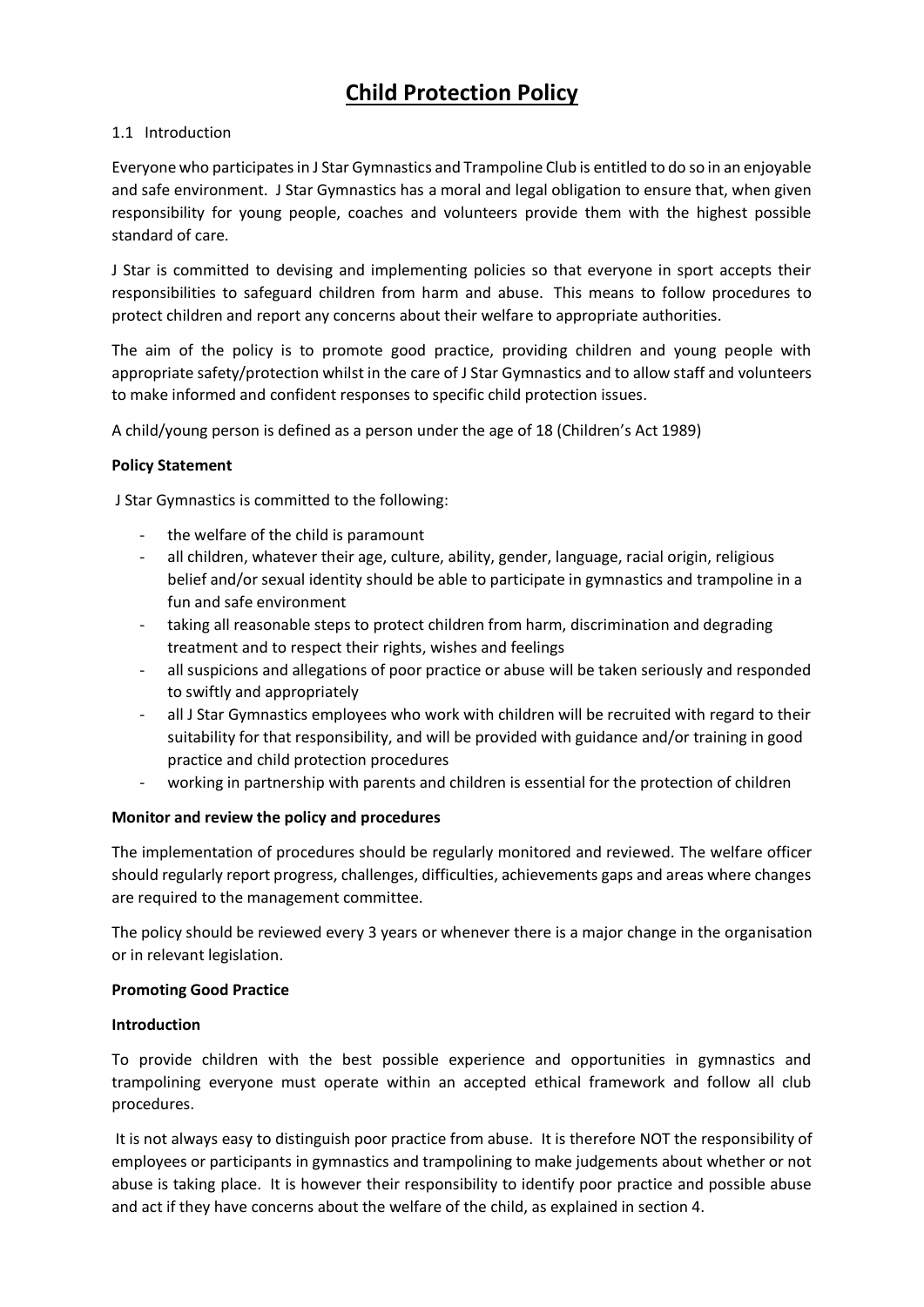# Child Protection Policy

1.1 Introduction

Everyone who participates in J Star Gymnastics and Trampoline Club is entitled to do so in an enjoyable and safe environment. J Star Gymnastics has a moral and legal obligation to ensure that, when given responsibility for young people, coaches and volunteers provide them with the highest possible standard of care.

J Star is committed to devising and implementing policies so that everyone in sport accepts their responsibilities to safeguard children from harm and abuse. This means to follow procedures to protect children and report any concerns about their welfare to appropriate authorities.

The aim of the policy is to promote good practice, providing children and young people with appropriate safety/protection whilst in the care of J Star Gymnastics and to allow staff and volunteers to make informed and confident responses to specific child protection issues.

A child/young person is defined as a person under the age of 18 (Children's Act 1989)

**Policy Statement**

J Star Gymnastics is committed to the following:

- the welfare of the child is paramount
- all children, whatever their age, culture, ability, gender, language, racial origin, religious belief and/or sexual identity should be able to participate in gymnastics and trampoline in a fun and safe environment
- taking all reasonable steps to protect children from harm, discrimination and degrading treatment and to respect their rights, wishes and feelings
- all suspicions and allegations of poor practice or abuse will be taken seriously and responded to swiftly and appropriately
- all J Star Gymnastics employees who work with children will be recruited with regard to their suitability for that responsibility, and will be provided with guidance and/or training in good practice and child protection procedures
- working in partnership with parents and children is essential for the protection of children

**Monitor and review the policy and procedures**

The implementation of procedures should be regularly monitored and reviewed. The welfare officer should regularly report progress, challenges, difficulties, achievements gaps and areas where changes are required to the management committee.

The policy should be reviewed every 3 years or whenever there is a major change in the organisation or in relevant legislation.

**Promoting Good Practice**

**Introduction**

To provide children with the best possible experience and opportunities in gymnastics and trampolining everyone must operate within an accepted ethical framework and follow all club procedures.

It is not always easy to distinguish poor practice from abuse. It is therefore NOT the responsibility of employees or participants in gymnastics and trampolining to make judgements about whether or not abuse is taking place. It is however their responsibility to identify poor practice and possible abuse and act if they have concerns about the welfare of the child, as explained in section 4.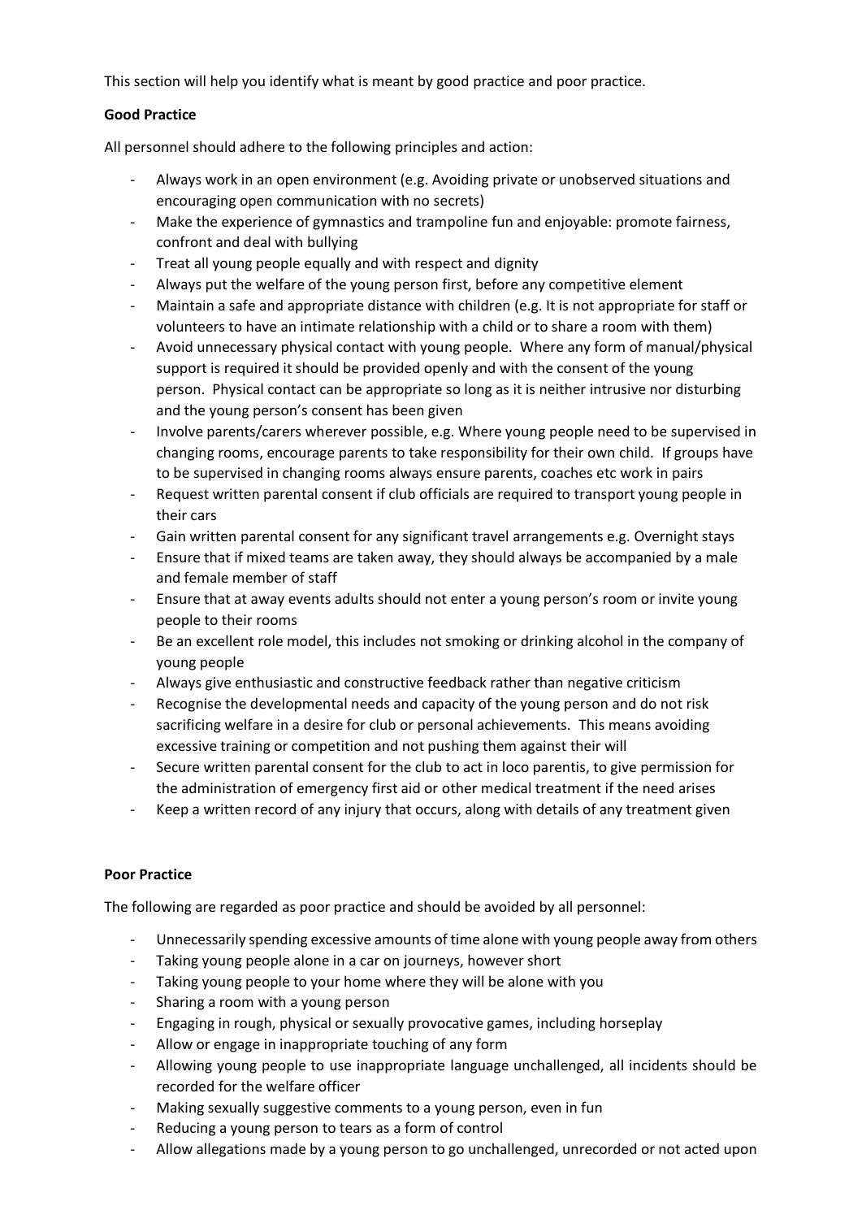This section will help you identify what is meant by good practice and poor practice.

**Good Practice**

All personnel should adhere to the following principles and action:

- Always work in an open environment (e.g. Avoiding private or unobserved situations and encouraging open communication with no secrets)
- Make the experience of gymnastics and trampoline fun and enjoyable: promote fairness, confront and deal with bullying
- Treat all young people equally and with respect and dignity
- Always put the welfare of the young person first, before any competitive element
- Maintain a safe and appropriate distance with children (e.g. It is not appropriate for staff or volunteers to have an intimate relationship with a child or to share a room with them)
- Avoid unnecessary physical contact with young people. Where any form of manual/physical support is required it should be provided openly and with the consent of the young person. Physical contact can be appropriate so long as it is neither intrusive nor disturbing and the young person's consent has been given
- Involve parents/carers wherever possible, e.g. Where young people need to be supervised in changing rooms, encourage parents to take responsibility for their own child. If groups have to be supervised in changing rooms always ensure parents, coaches etc work in pairs
- Request written parental consent if club officials are required to transport young people in their cars
- Gain written parental consent for any significant travel arrangements e.g. Overnight stays
- Ensure that if mixed teams are taken away, they should always be accompanied by a male and female member of staff
- Ensure that at away events adults should not enter a young person's room or invite young people to their rooms
- Be an excellent role model, this includes not smoking or drinking alcohol in the company of young people
- Always give enthusiastic and constructive feedback rather than negative criticism
- Recognise the developmental needs and capacity of the young person and do not risk sacrificing welfare in a desire for club or personal achievements. This means avoiding excessive training or competition and not pushing them against their will
- Secure written parental consent for the club to act in loco parentis, to give permission for the administration of emergency first aid or other medical treatment if the need arises
- Keep a written record of any injury that occurs, along with details of any treatment given

**Poor Practice**

The following are regarded as poor practice and should be avoided by all personnel:

- Unnecessarily spending excessive amounts of time alone with young people away from others
- Taking young people alone in a car on journeys, however short
- Taking young people to your home where they will be alone with you
- Sharing a room with a young person
- Engaging in rough, physical or sexually provocative games, including horseplay
- Allow or engage in inappropriate touching of any form
- Allowing young people to use inappropriate language unchallenged, all incidents should be recorded for the welfare officer
- Making sexually suggestive comments to a young person, even in fun
- Reducing a young person to tears as a form of control
- Allow allegations made by a young person to go unchallenged, unrecorded or not acted upon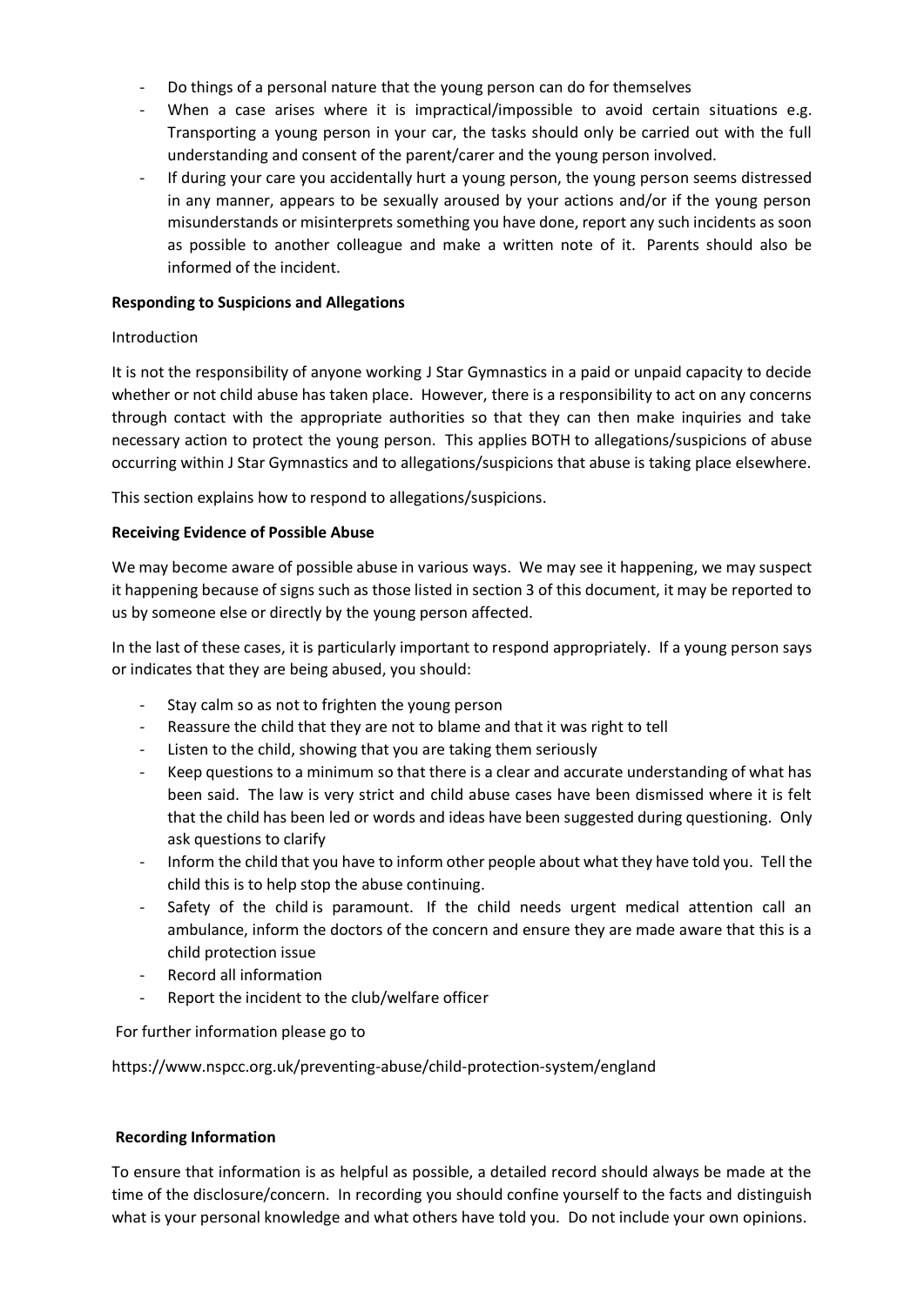- Do things of a personal nature that the young person can do for themselves
- When a case arises where it is impractical/impossible to avoid certain situations e.g. Transporting a young person in your car, the tasks should only be carried out with the full understanding and consent of the parent/carer and the young person involved.
- If during your care you accidentally hurt a young person, the young person seems distressed in any manner, appears to be sexually aroused by your actions and/or if the young person misunderstands or misinterprets something you have done, report any such incidents as soon as possible to another colleague and make a written note of it. Parents should also be informed of the incident.

**Responding to Suspicions and Allegations**

Introduction

It is not the responsibility of anyone working J Star Gymnastics in a paid or unpaid capacity to decide whether or not child abuse has taken place. However, there is a responsibility to act on any concerns through contact with the appropriate authorities so that they can then make inquiries and take necessary action to protect the young person. This applies BOTH to allegations/suspicions of abuse occurring within J Star Gymnastics and to allegations/suspicions that abuse is taking place elsewhere.

This section explains how to respond to allegations/suspicions.

**Receiving Evidence of Possible Abuse**

We may become aware of possible abuse in various ways. We may see it happening, we may suspect it happening because of signs such as those listed in section 3 of this document, it may be reported to us by someone else or directly by the young person affected.

In the last of these cases, it is particularly important to respond appropriately. If a young person says or indicates that they are being abused, you should:

- Stay calm so as not to frighten the young person
- Reassure the child that they are not to blame and that it was right to tell
- Listen to the child, showing that you are taking them seriously
- Keep questions to a minimum so that there is a clear and accurate understanding of what has been said. The law is very strict and child abuse cases have been dismissed where it is felt that the child has been led or words and ideas have been suggested during questioning. Only ask questions to clarify
- Inform the child that you have to inform other people about what they have told you. Tell the child this is to help stop the abuse continuing.
- Safety of the child is paramount. If the child needs urgent medical attention call an ambulance, inform the doctors of the concern and ensure they are made aware that this is a child protection issue
- Record all information
- Report the incident to the club/welfare officer

For further information please go to

https://www.nspcc.org.uk/preventing-abuse/child-protection-system/england

**Recording Information**

To ensure that information is as helpful as possible, a detailed record should always be made at the time of the disclosure/concern. In recording you should confine yourself to the facts and distinguish what is your personal knowledge and what others have told you. Do not include your own opinions.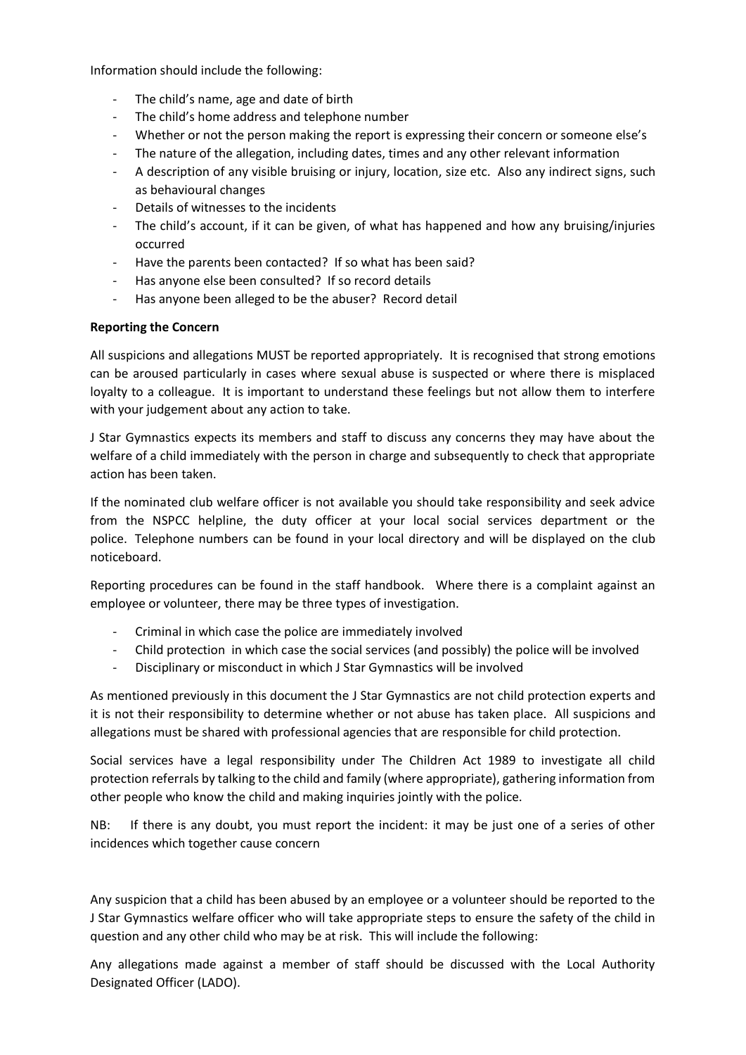Information should include the following:

- The child's name, age and date of birth
- The child's home address and telephone number
- Whether or not the person making the report is expressing their concern or someone else's
- The nature of the allegation, including dates, times and any other relevant information
- A description of any visible bruising or injury, location, size etc. Also any indirect signs, such as behavioural changes
- Details of witnesses to the incidents
- The child's account, if it can be given, of what has happened and how any bruising/injuries occurred
- Have the parents been contacted? If so what has been said?
- Has anyone else been consulted? If so record details
- Has anyone been alleged to be the abuser? Record detail

**Reporting the Concern**

All suspicions and allegations MUST be reported appropriately. It is recognised that strong emotions can be aroused particularly in cases where sexual abuse is suspected or where there is misplaced loyalty to a colleague. It is important to understand these feelings but not allow them to interfere with your judgement about any action to take.

J Star Gymnastics expects its members and staff to discuss any concerns they may have about the welfare of a child immediately with the person in charge and subsequently to check that appropriate action has been taken.

If the nominated club welfare officer is not available you should take responsibility and seek advice from the NSPCC helpline, the duty officer at your local social services department or the police. Telephone numbers can be found in your local directory and will be displayed on the club noticeboard.

Reporting procedures can be found in the staff handbook. Where there is a complaint against an employee or volunteer, there may be three types of investigation.

- Criminal in which case the police are immediately involved
- Child protection in which case the social services (and possibly) the police will be involved
- Disciplinary or misconduct in which J Star Gymnastics will be involved

As mentioned previously in this document the J Star Gymnastics are not child protection experts and it is not their responsibility to determine whether or not abuse has taken place. All suspicions and allegations must be shared with professional agencies that are responsible for child protection.

Social services have a legal responsibility under The Children Act 1989 to investigate all child protection referrals by talking to the child and family (where appropriate), gathering information from other people who know the child and making inquiries jointly with the police.

NB: If there is any doubt, you must report the incident: it may be just one of a series of other incidences which together cause concern

Any suspicion that a child has been abused by an employee or a volunteer should be reported to the J Star Gymnastics welfare officer who will take appropriate steps to ensure the safety of the child in question and any other child who may be at risk. This will include the following:

Any allegations made against a member of staff should be discussed with the Local Authority Designated Officer (LADO).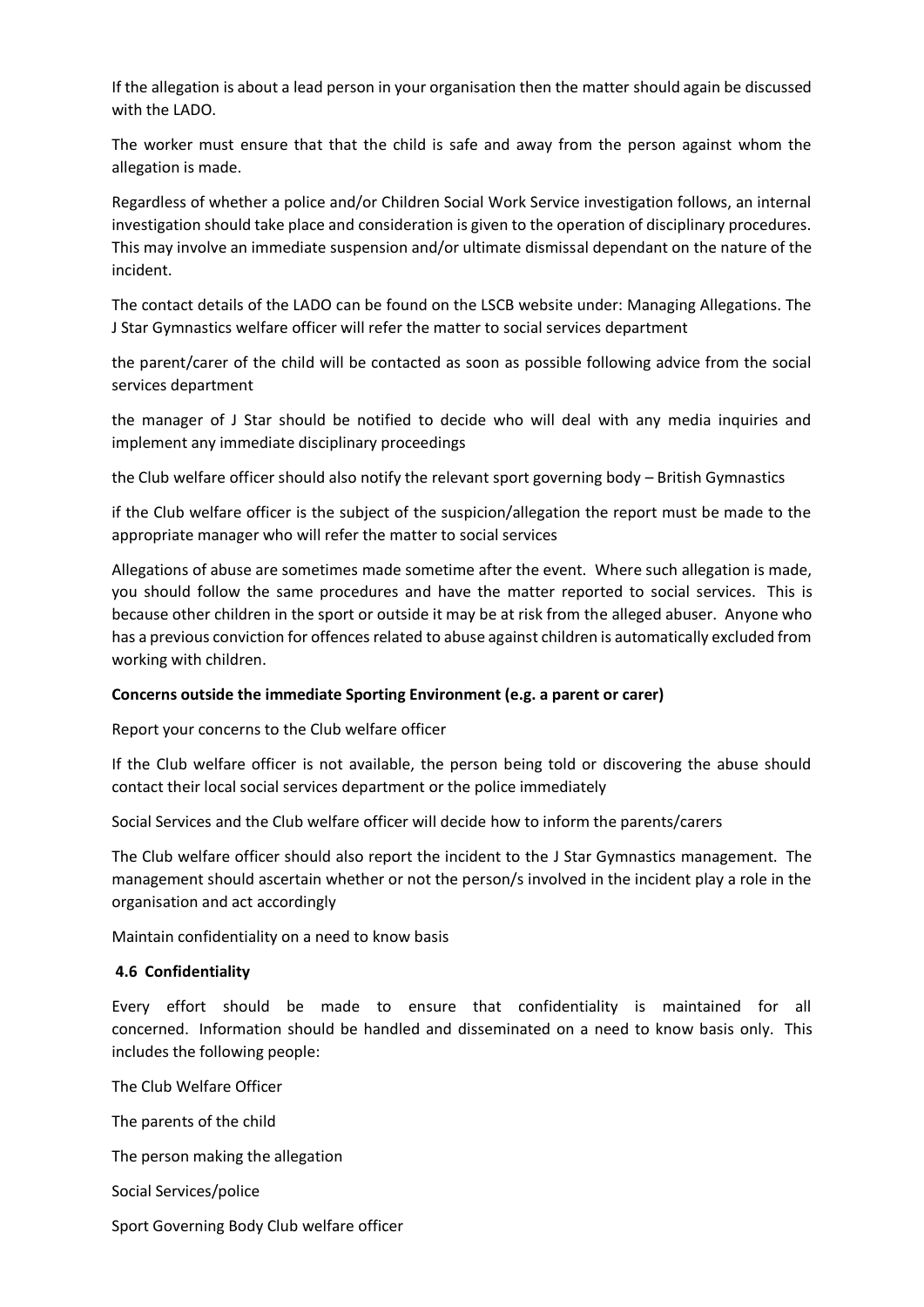If the allegation is about a lead person in your organisation then the matter should again be discussed with the LADO.

The worker must ensure that that the child is safe and away from the person against whom the allegation is made.

Regardless of whether a police and/or Children Social Work Service investigation follows, an internal investigation should take place and consideration is given to the operation of disciplinary procedures. This may involve an immediate suspension and/or ultimate dismissal dependant on the nature of the incident.

The contact details of the LADO can be found on the LSCB website under: Managing Allegations. The J Star Gymnastics welfare officer will refer the matter to social services department

the parent/carer of the child will be contacted as soon as possible following advice from the social services department

the manager of J Star should be notified to decide who will deal with any media inquiries and implement any immediate disciplinary proceedings

the Club welfare officer should also notify the relevant sport governing body – British Gymnastics

if the Club welfare officer is the subject of the suspicion/allegation the report must be made to the appropriate manager who will refer the matter to social services

Allegations of abuse are sometimes made sometime after the event. Where such allegation is made, you should follow the same procedures and have the matter reported to social services. This is because other children in the sport or outside it may be at risk from the alleged abuser. Anyone who has a previous conviction for offences related to abuse against children is automatically excluded from working with children.

**Concerns outside the immediate Sporting Environment (e.g. a parent or carer)**

Report your concerns to the Club welfare officer

If the Club welfare officer is not available, the person being told or discovering the abuse should contact their local social services department or the police immediately

Social Services and the Club welfare officer will decide how to inform the parents/carers

The Club welfare officer should also report the incident to the J Star Gymnastics management. The management should ascertain whether or not the person/s involved in the incident play a role in the organisation and act accordingly

Maintain confidentiality on a need to know basis

**4.6 Confidentiality**

Every effort should be made to ensure that confidentiality is maintained for all concerned. Information should be handled and disseminated on a need to know basis only. This includes the following people:

The Club Welfare Officer

The parents of the child

The person making the allegation

Social Services/police

Sport Governing Body Club welfare officer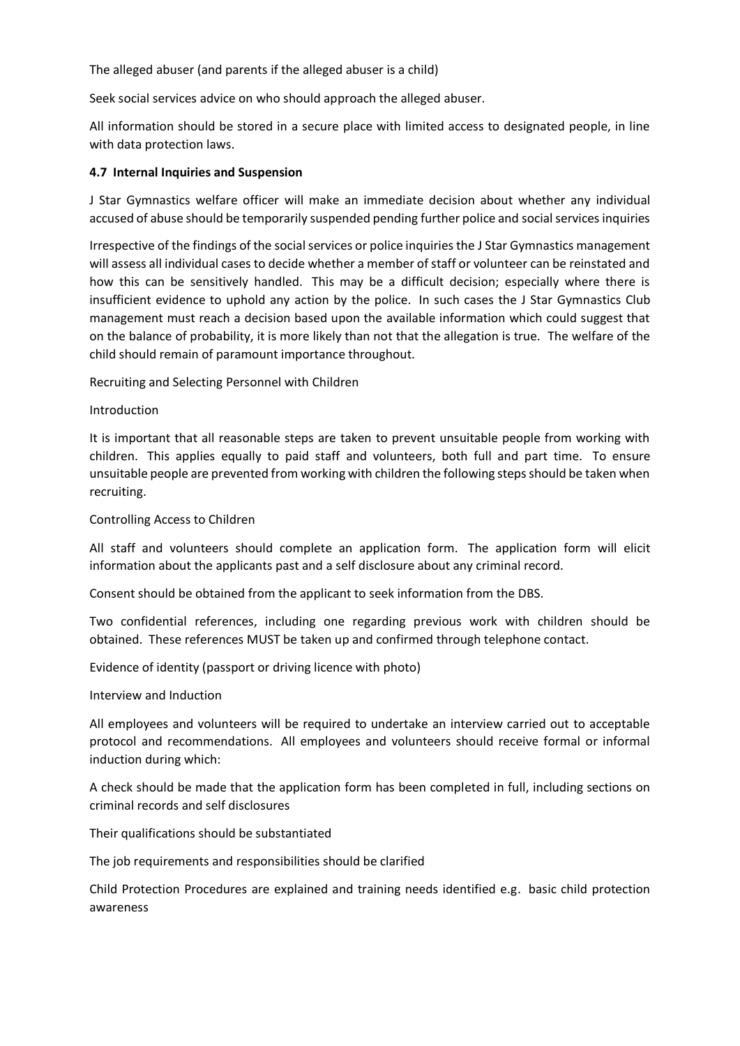The alleged abuser (and parents if the alleged abuser is a child)

Seek social services advice on who should approach the alleged abuser.

All information should be stored in a secure place with limited access to designated people, in line with data protection laws.

**4.7 Internal Inquiries and Suspension**

J Star Gymnastics welfare officer will make an immediate decision about whether any individual accused of abuse should be temporarily suspended pending further police and social services inquiries

Irrespective of the findings of the social services or police inquiries the J Star Gymnastics management will assess all individual cases to decide whether a member of staff or volunteer can be reinstated and how this can be sensitively handled. This may be a difficult decision; especially where there is insufficient evidence to uphold any action by the police. In such cases the J Star Gymnastics Club management must reach a decision based upon the available information which could suggest that on the balance of probability, it is more likely than not that the allegation is true. The welfare of the child should remain of paramount importance throughout.

Recruiting and Selecting Personnel with Children

Introduction

It is important that all reasonable steps are taken to prevent unsuitable people from working with children. This applies equally to paid staff and volunteers, both full and part time. To ensure unsuitable people are prevented from working with children the following steps should be taken when recruiting.

Controlling Access to Children

All staff and volunteers should complete an application form. The application form will elicit information about the applicants past and a self disclosure about any criminal record.

Consent should be obtained from the applicant to seek information from the DBS.

Two confidential references, including one regarding previous work with children should be obtained. These references MUST be taken up and confirmed through telephone contact.

Evidence of identity (passport or driving licence with photo)

Interview and Induction

All employees and volunteers will be required to undertake an interview carried out to acceptable protocol and recommendations. All employees and volunteers should receive formal or informal induction during which:

A check should be made that the application form has been completed in full, including sections on criminal records and self disclosures

Their qualifications should be substantiated

The job requirements and responsibilities should be clarified

Child Protection Procedures are explained and training needs identified e.g. basic child protection awareness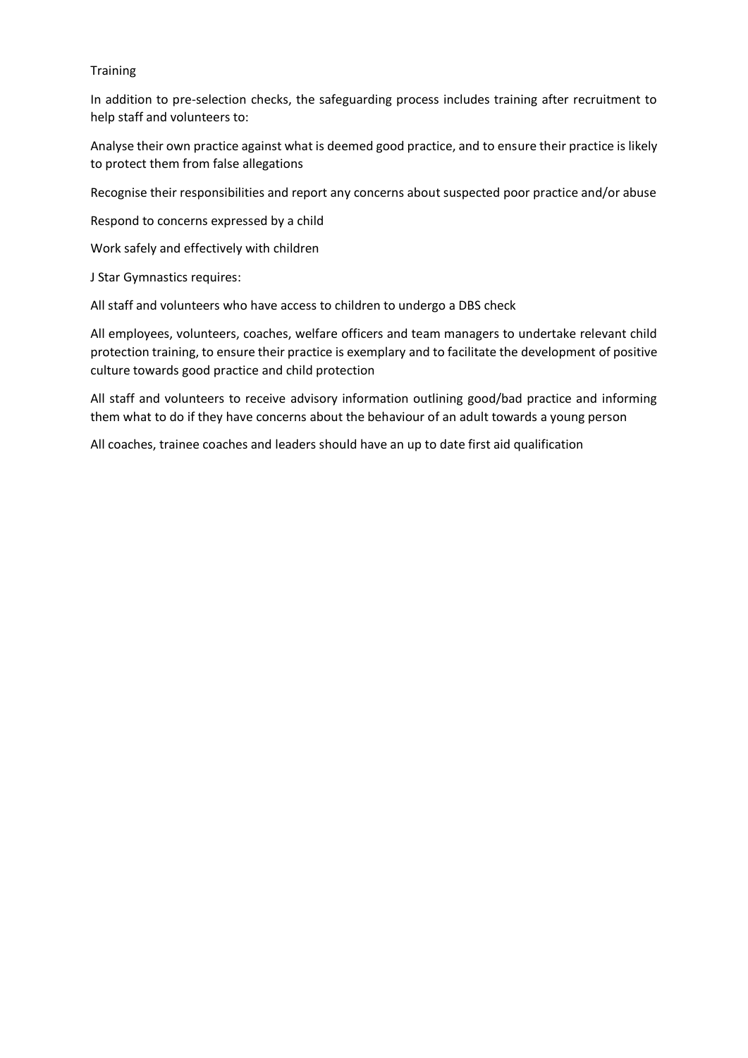## Training

In addition to pre-selection checks, the safeguarding process includes training after recruitment to help staff and volunteers to:

Analyse their own practice against what is deemed good practice, and to ensure their practice is likely to protect them from false allegations

Recognise their responsibilities and report any concerns about suspected poor practice and/or abuse

Respond to concerns expressed by a child

Work safely and effectively with children

J Star Gymnastics requires:

All staff and volunteers who have access to children to undergo a DBS check

All employees, volunteers, coaches, welfare officers and team managers to undertake relevant child protection training, to ensure their practice is exemplary and to facilitate the development of positive culture towards good practice and child protection

All staff and volunteers to receive advisory information outlining good/bad practice and informing them what to do if they have concerns about the behaviour of an adult towards a young person

All coaches, trainee coaches and leaders should have an up to date first aid qualification